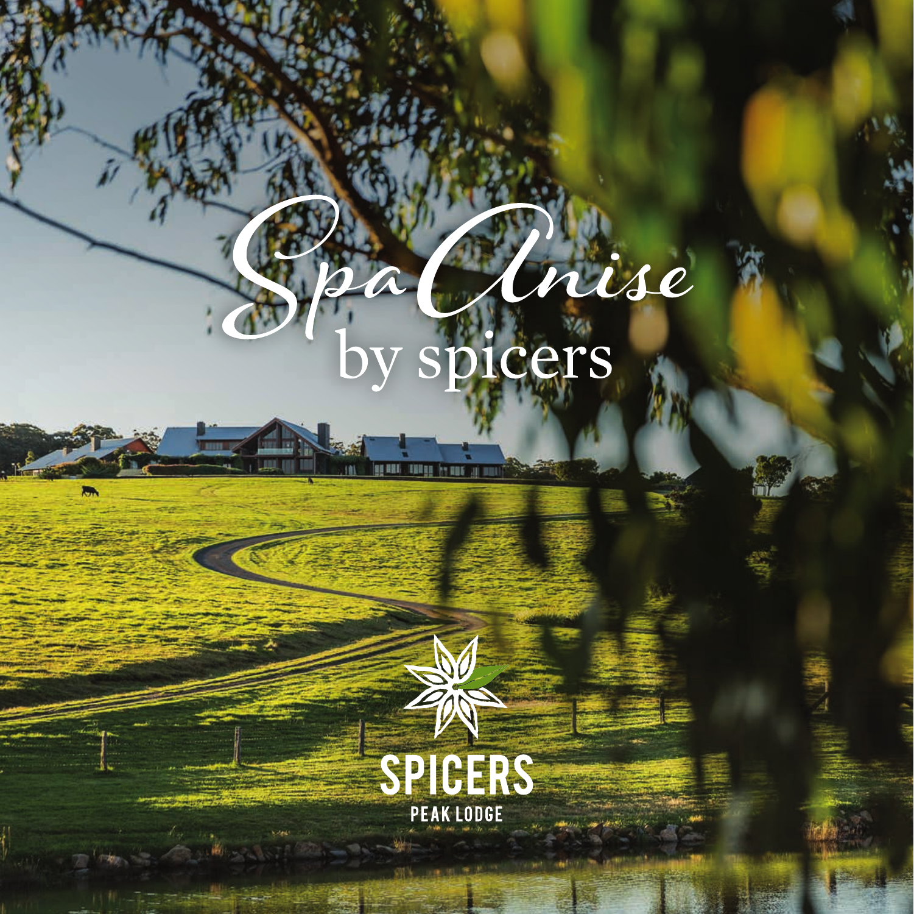# Spa Anise
## by spicers

SPICERS
PEAK LODGE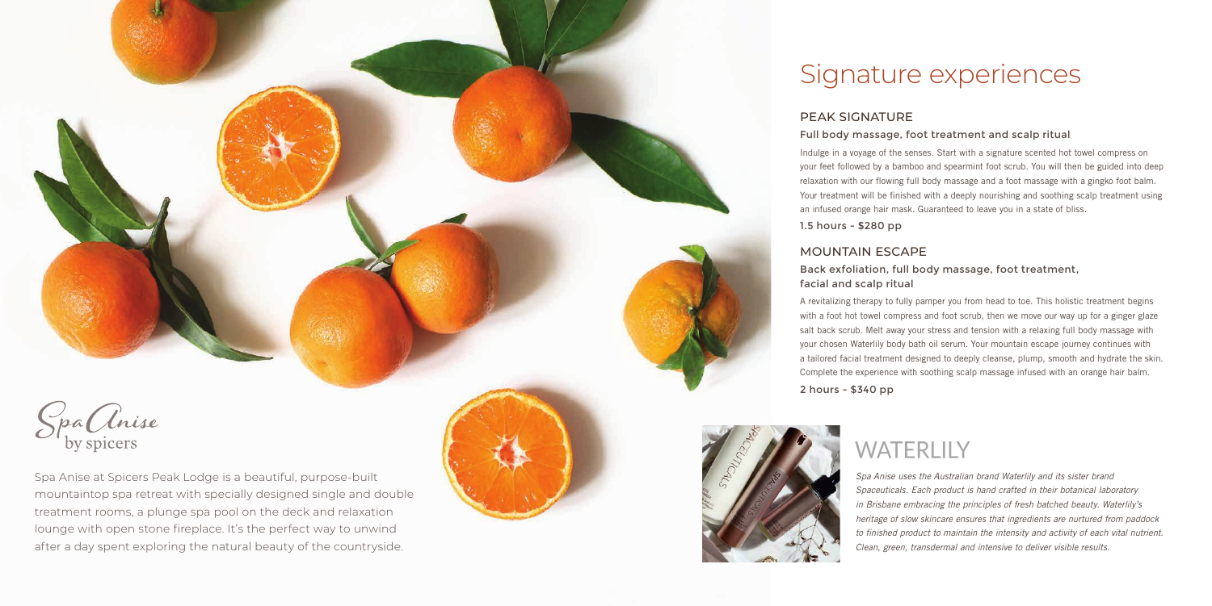Spa Anise by spicers

Spa Anise at Spicers Peak Lodge is a beautiful, purpose-built mountaintop spa retreat with specially designed single and double treatment rooms, a plunge spa pool on the deck and relaxation lounge with open stone fireplace. It's the perfect way to unwind after a day spent exploring the natural beauty of the countryside.

# Signature experiences

## PEAK SIGNATURE

### Full body massage, foot treatment and scalp ritual

Indulge in a voyage of the senses. Start with a signature scented hot towel compress on your feet followed by a bamboo and spearmint foot scrub. You will then be guided into deep relaxation with our flowing full body massage and a foot massage with a gingko foot balm. Your treatment will be finished with a deeply nourishing and soothing scalp treatment using an infused orange hair mask. Guaranteed to leave you in a state of bliss.

**1.5 hours - $280 pp**

## MOUNTAIN ESCAPE

### Back exfoliation, full body massage, foot treatment, facial and scalp ritual

A revitalizing therapy to fully pamper you from head to toe. This holistic treatment begins with a foot hot towel compress and foot scrub, then we move our way up for a ginger glaze salt back scrub. Melt away your stress and tension with a relaxing full body massage with your chosen Waterlily body bath oil serum. Your mountain escape journey continues with a tailored facial treatment designed to deeply cleanse, plump, smooth and hydrate the skin. Complete the experience with soothing scalp massage infused with an orange hair balm.

**2 hours - $340 pp**

# WATERLILY

*Spa Anise uses the Australian brand Waterlily and its sister brand Spaceuticals. Each product is hand crafted in their botanical laboratory in Brisbane embracing the principles of fresh batched beauty. Waterlily's heritage of slow skincare ensures that ingredients are nurtured from paddock to finished product to maintain the intensity and activity of each vital nutrient. Clean, green, transdermal and intensive to deliver visible results.*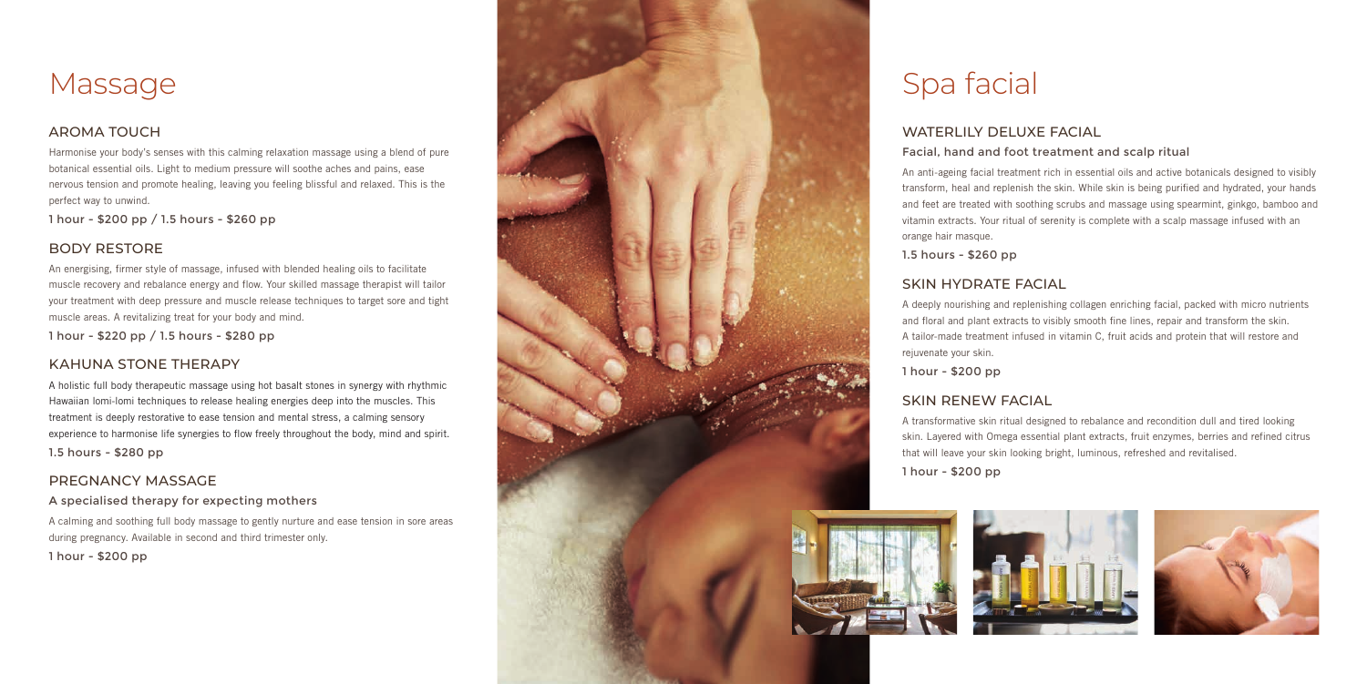# Massage

## AROMA TOUCH

Harmonise your body's senses with this calming relaxation massage using a blend of pure botanical essential oils. Light to medium pressure will soothe aches and pains, ease nervous tension and promote healing, leaving you feeling blissful and relaxed. This is the perfect way to unwind.

1 hour - $200 pp / 1.5 hours - $260 pp

## BODY RESTORE

An energising, firmer style of massage, infused with blended healing oils to facilitate muscle recovery and rebalance energy and flow. Your skilled massage therapist will tailor your treatment with deep pressure and muscle release techniques to target sore and tight muscle areas. A revitalizing treat for your body and mind.

1 hour - $220 pp / 1.5 hours - $280 pp

## KAHUNA STONE THERAPY

A holistic full body therapeutic massage using hot basalt stones in synergy with rhythmic Hawaiian lomi-lomi techniques to release healing energies deep into the muscles. This treatment is deeply restorative to ease tension and mental stress, a calming sensory experience to harmonise life synergies to flow freely throughout the body, mind and spirit.

1.5 hours - $280 pp

## PREGNANCY MASSAGE

### A specialised therapy for expecting mothers

A calming and soothing full body massage to gently nurture and ease tension in sore areas during pregnancy. Available in second and third trimester only.

1 hour - $200 pp

# Spa facial

## WATERLILY DELUXE FACIAL

### Facial, hand and foot treatment and scalp ritual

An anti-ageing facial treatment rich in essential oils and active botanicals designed to visibly transform, heal and replenish the skin. While skin is being purified and hydrated, your hands and feet are treated with soothing scrubs and massage using spearmint, ginkgo, bamboo and vitamin extracts. Your ritual of serenity is complete with a scalp massage infused with an orange hair masque.

1.5 hours - $260 pp

## SKIN HYDRATE FACIAL

A deeply nourishing and replenishing collagen enriching facial, packed with micro nutrients and floral and plant extracts to visibly smooth fine lines, repair and transform the skin. A tailor-made treatment infused in vitamin C, fruit acids and protein that will restore and rejuvenate your skin.

1 hour - $200 pp

## SKIN RENEW FACIAL

A transformative skin ritual designed to rebalance and recondition dull and tired looking skin. Layered with Omega essential plant extracts, fruit enzymes, berries and refined citrus that will leave your skin looking bright, luminous, refreshed and revitalised.

1 hour - $200 pp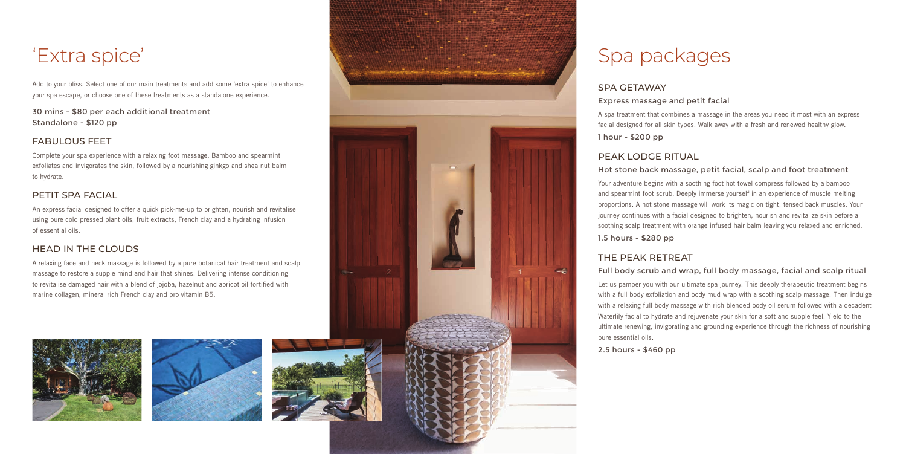# 'Extra spice'

Add to your bliss. Select one of our main treatments and add some 'extra spice' to enhance your spa escape, or choose one of these treatments as a standalone experience.

30 mins - $80 per each additional treatment
Standalone - $120 pp

## FABULOUS FEET

Complete your spa experience with a relaxing foot massage. Bamboo and spearmint exfoliates and invigorates the skin, followed by a nourishing ginkgo and shea nut balm to hydrate.

## PETIT SPA FACIAL

An express facial designed to offer a quick pick-me-up to brighten, nourish and revitalise using pure cold pressed plant oils, fruit extracts, French clay and a hydrating infusion of essential oils.

## HEAD IN THE CLOUDS

A relaxing face and neck massage is followed by a pure botanical hair treatment and scalp massage to restore a supple mind and hair that shines. Delivering intense conditioning to revitalise damaged hair with a blend of jojoba, hazelnut and apricot oil fortified with marine collagen, mineral rich French clay and pro vitamin B5.

# Spa packages

## SPA GETAWAY

### Express massage and petit facial

A spa treatment that combines a massage in the areas you need it most with an express facial designed for all skin types. Walk away with a fresh and renewed healthy glow.

1 hour - $200 pp

## PEAK LODGE RITUAL

### Hot stone back massage, petit facial, scalp and foot treatment

Your adventure begins with a soothing foot hot towel compress followed by a bamboo and spearmint foot scrub. Deeply immerse yourself in an experience of muscle melting proportions. A hot stone massage will work its magic on tight, tensed back muscles. Your journey continues with a facial designed to brighten, nourish and revitalize skin before a soothing scalp treatment with orange infused hair balm leaving you relaxed and enriched.

1.5 hours - $280 pp

## THE PEAK RETREAT

### Full body scrub and wrap, full body massage, facial and scalp ritual

Let us pamper you with our ultimate spa journey. This deeply therapeutic treatment begins with a full body exfoliation and body mud wrap with a soothing scalp massage. Then indulge with a relaxing full body massage with rich blended body oil serum followed with a decadent Waterlily facial to hydrate and rejuvenate your skin for a soft and supple feel. Yield to the ultimate renewing, invigorating and grounding experience through the richness of nourishing pure essential oils.

2.5 hours - $460 pp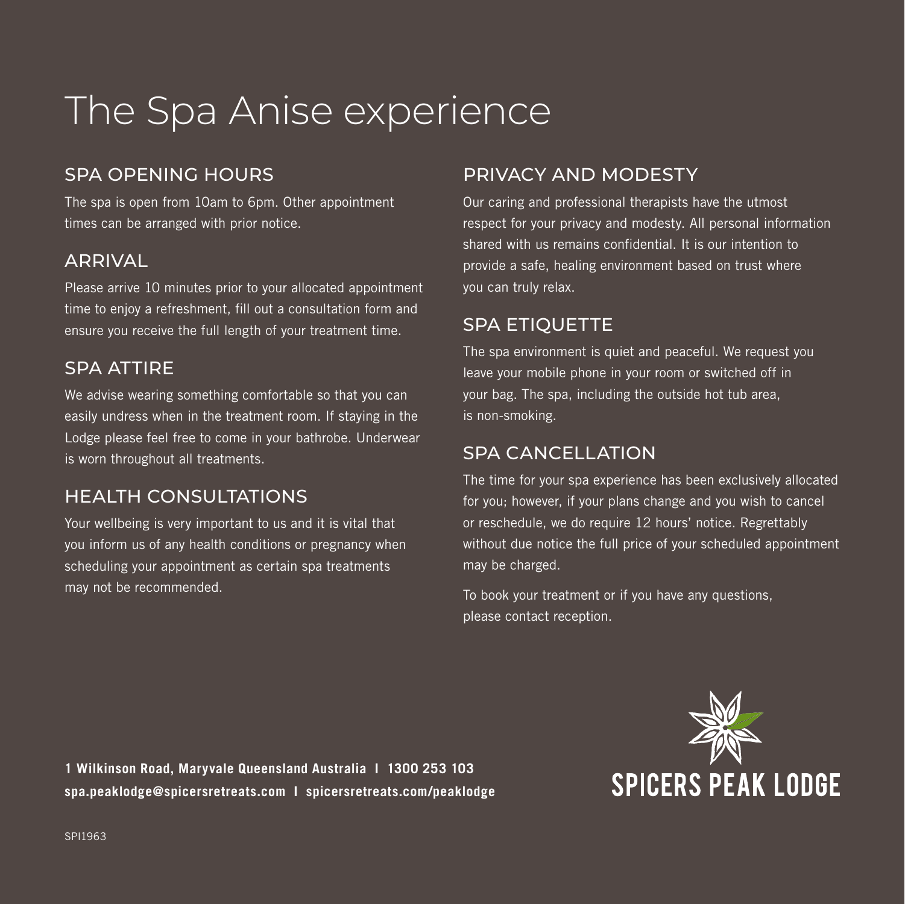# The Spa Anise experience

## SPA OPENING HOURS

The spa is open from 10am to 6pm. Other appointment times can be arranged with prior notice.

## ARRIVAL

Please arrive 10 minutes prior to your allocated appointment time to enjoy a refreshment, fill out a consultation form and ensure you receive the full length of your treatment time.

## SPA ATTIRE

We advise wearing something comfortable so that you can easily undress when in the treatment room. If staying in the Lodge please feel free to come in your bathrobe. Underwear is worn throughout all treatments.

## HEALTH CONSULTATIONS

Your wellbeing is very important to us and it is vital that you inform us of any health conditions or pregnancy when scheduling your appointment as certain spa treatments may not be recommended.

## PRIVACY AND MODESTY

Our caring and professional therapists have the utmost respect for your privacy and modesty. All personal information shared with us remains confidential. It is our intention to provide a safe, healing environment based on trust where you can truly relax.

## SPA ETIQUETTE

The spa environment is quiet and peaceful. We request you leave your mobile phone in your room or switched off in your bag. The spa, including the outside hot tub area, is non-smoking.

## SPA CANCELLATION

The time for your spa experience has been exclusively allocated for you; however, if your plans change and you wish to cancel or reschedule, we do require 12 hours' notice. Regrettably without due notice the full price of your scheduled appointment may be charged.

To book your treatment or if you have any questions, please contact reception.

**1 Wilkinson Road, Maryvale Queensland Australia I 1300 253 103**
**spa.peaklodge@spicersretreats.com I spicersretreats.com/peaklodge**

SPICERS PEAK LODGE

SPI1963